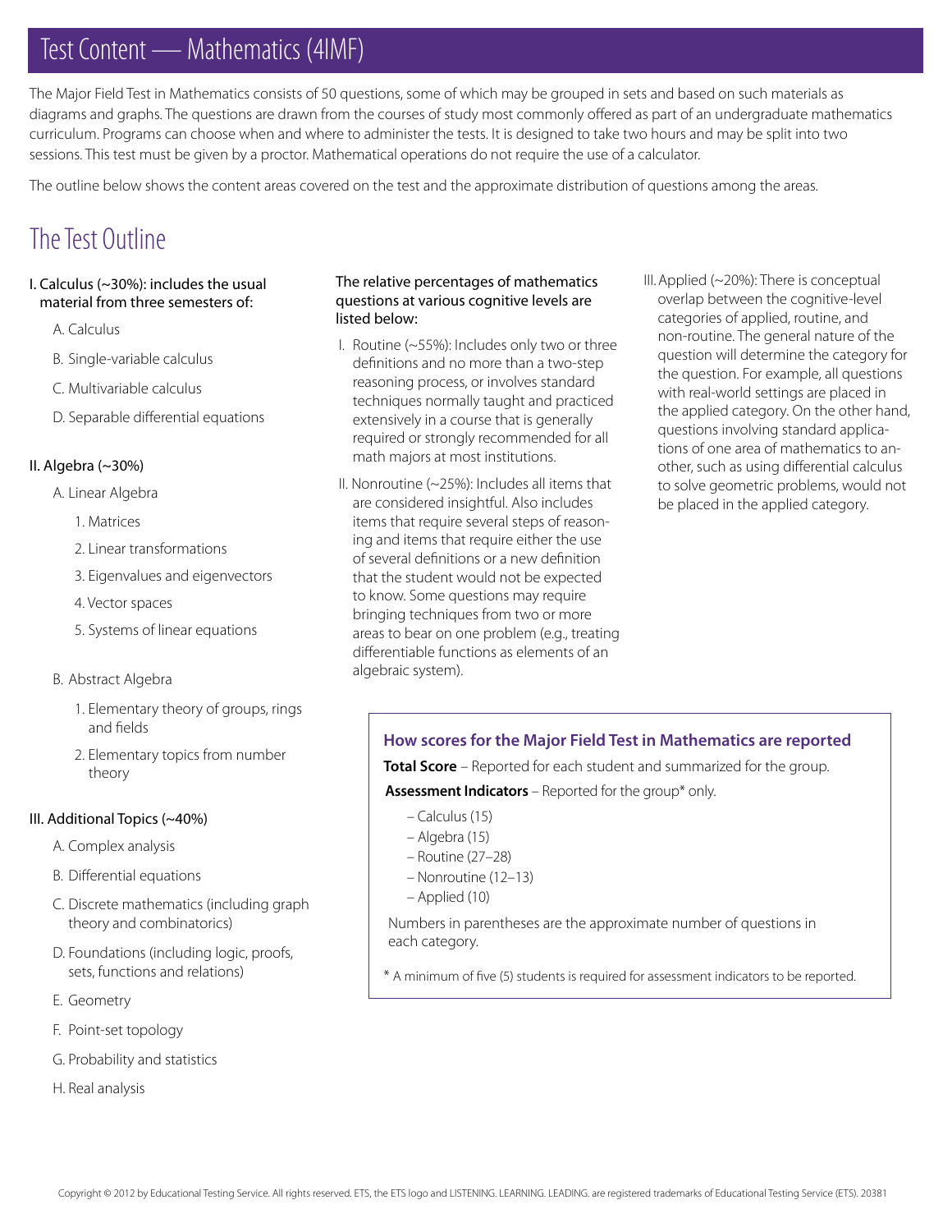# Test Content — Mathematics (4IMF)

The Major Field Test in Mathematics consists of 50 questions, some of which may be grouped in sets and based on such materials as diagrams and graphs. The questions are drawn from the courses of study most commonly offered as part of an undergraduate mathematics curriculum. Programs can choose when and where to administer the tests. It is designed to take two hours and may be split into two sessions. This test must be given by a proctor. Mathematical operations do not require the use of a calculator.

The outline below shows the content areas covered on the test and the approximate distribution of questions among the areas.

## The Test Outline

**I. Calculus (~30%): includes the usual material from three semesters of:**

- A. Calculus
- B. Single-variable calculus
- C. Multivariable calculus
- D. Separable differential equations

**II. Algebra (~30%)**

- A. Linear Algebra
  1. Matrices
  2. Linear transformations
  3. Eigenvalues and eigenvectors
  4. Vector spaces
  5. Systems of linear equations
- B. Abstract Algebra
  1. Elementary theory of groups, rings and fields
  2. Elementary topics from number theory

**III. Additional Topics (~40%)**

- A. Complex analysis
- B. Differential equations
- C. Discrete mathematics (including graph theory and combinatorics)
- D. Foundations (including logic, proofs, sets, functions and relations)
- E. Geometry
- F. Point-set topology
- G. Probability and statistics
- H. Real analysis

**The relative percentages of mathematics questions at various cognitive levels are listed below:**

I. Routine (~55%): Includes only two or three definitions and no more than a two-step reasoning process, or involves standard techniques normally taught and practiced extensively in a course that is generally required or strongly recommended for all math majors at most institutions.

II. Nonroutine (~25%): Includes all items that are considered insightful. Also includes items that require several steps of reasoning and items that require either the use of several definitions or a new definition that the student would not be expected to know. Some questions may require bringing techniques from two or more areas to bear on one problem (e.g., treating differentiable functions as elements of an algebraic system).

III. Applied (~20%): There is conceptual overlap between the cognitive-level categories of applied, routine, and non-routine. The general nature of the question will determine the category for the question. For example, all questions with real-world settings are placed in the applied category. On the other hand, questions involving standard applications of one area of mathematics to another, such as using differential calculus to solve geometric problems, would not be placed in the applied category.

### How scores for the Major Field Test in Mathematics are reported

**Total Score** – Reported for each student and summarized for the group.

**Assessment Indicators** – Reported for the group* only.

- Calculus (15)
- Algebra (15)
- Routine (27–28)
- Nonroutine (12–13)
- Applied (10)

Numbers in parentheses are the approximate number of questions in each category.

* A minimum of five (5) students is required for assessment indicators to be reported.

Copyright © 2012 by Educational Testing Service. All rights reserved. ETS, the ETS logo and LISTENING. LEARNING. LEADING. are registered trademarks of Educational Testing Service (ETS). 20381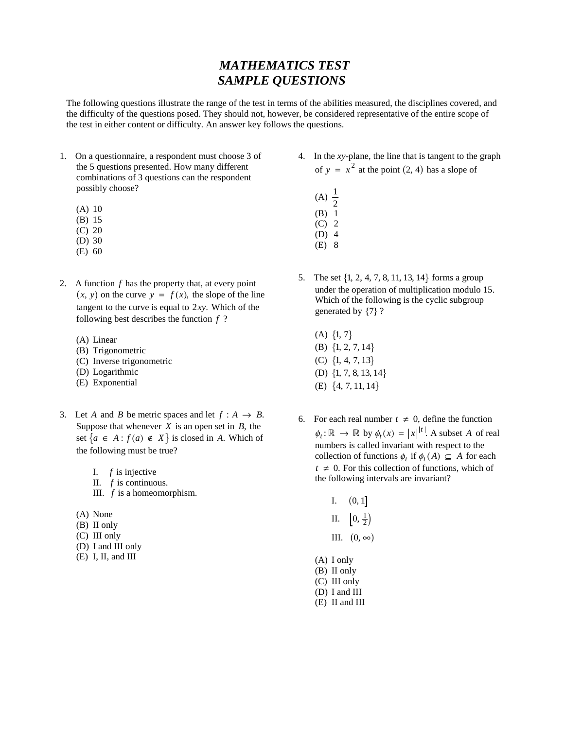# *MATHEMATICS TEST SAMPLE QUESTIONS*

The following questions illustrate the range of the test in terms of the abilities measured, the disciplines covered, and the difficulty of the questions posed. They should not, however, be considered representative of the entire scope of the test in either content or difficulty. An answer key follows the questions.

1. On a questionnaire, a respondent must choose 3 of the 5 questions presented. How many different combinations of 3 questions can the respondent possibly choose?

   (A) 10
   (B) 15
   (C) 20
   (D) 30
   (E) 60

2. A function $f$ has the property that, at every point $(x, y)$ on the curve $y = f(x)$, the slope of the line tangent to the curve is equal to $2xy$. Which of the following best describes the function $f$ ?

   (A) Linear
   (B) Trigonometric
   (C) Inverse trigonometric
   (D) Logarithmic
   (E) Exponential

3. Let $A$ and $B$ be metric spaces and let $f : A \to B$. Suppose that whenever $X$ is an open set in $B$, the set $\{a \in A : f(a) \notin X\}$ is closed in $A$. Which of the following must be true?

   I. $f$ is injective
   II. $f$ is continuous.
   III. $f$ is a homeomorphism.

   (A) None
   (B) II only
   (C) III only
   (D) I and III only
   (E) I, II, and III

4. In the *xy*-plane, the line that is tangent to the graph of $y = x^2$ at the point $(2, 4)$ has a slope of

   (A) $\frac{1}{2}$
   (B) 1
   (C) 2
   (D) 4
   (E) 8

5. The set $\{1, 2, 4, 7, 8, 11, 13, 14\}$ forms a group under the operation of multiplication modulo 15. Which of the following is the cyclic subgroup generated by $\{7\}$ ?

   (A) $\{1, 7\}$
   (B) $\{1, 2, 7, 14\}$
   (C) $\{1, 4, 7, 13\}$
   (D) $\{1, 7, 8, 13, 14\}$
   (E) $\{4, 7, 11, 14\}$

6. For each real number $t \neq 0$, define the function $\phi_t : \mathbb{R} \to \mathbb{R}$ by $\phi_t(x) = |x|^{|t|}$. A subset $A$ of real numbers is called invariant with respect to the collection of functions $\phi_t$ if $\phi_t(A) \subseteq A$ for each $t \neq 0$. For this collection of functions, which of the following intervals are invariant?

   I. $(0, 1]$
   II. $\left[0, \frac{1}{2}\right)$
   III. $(0, \infty)$

   (A) I only
   (B) II only
   (C) III only
   (D) I and III
   (E) II and III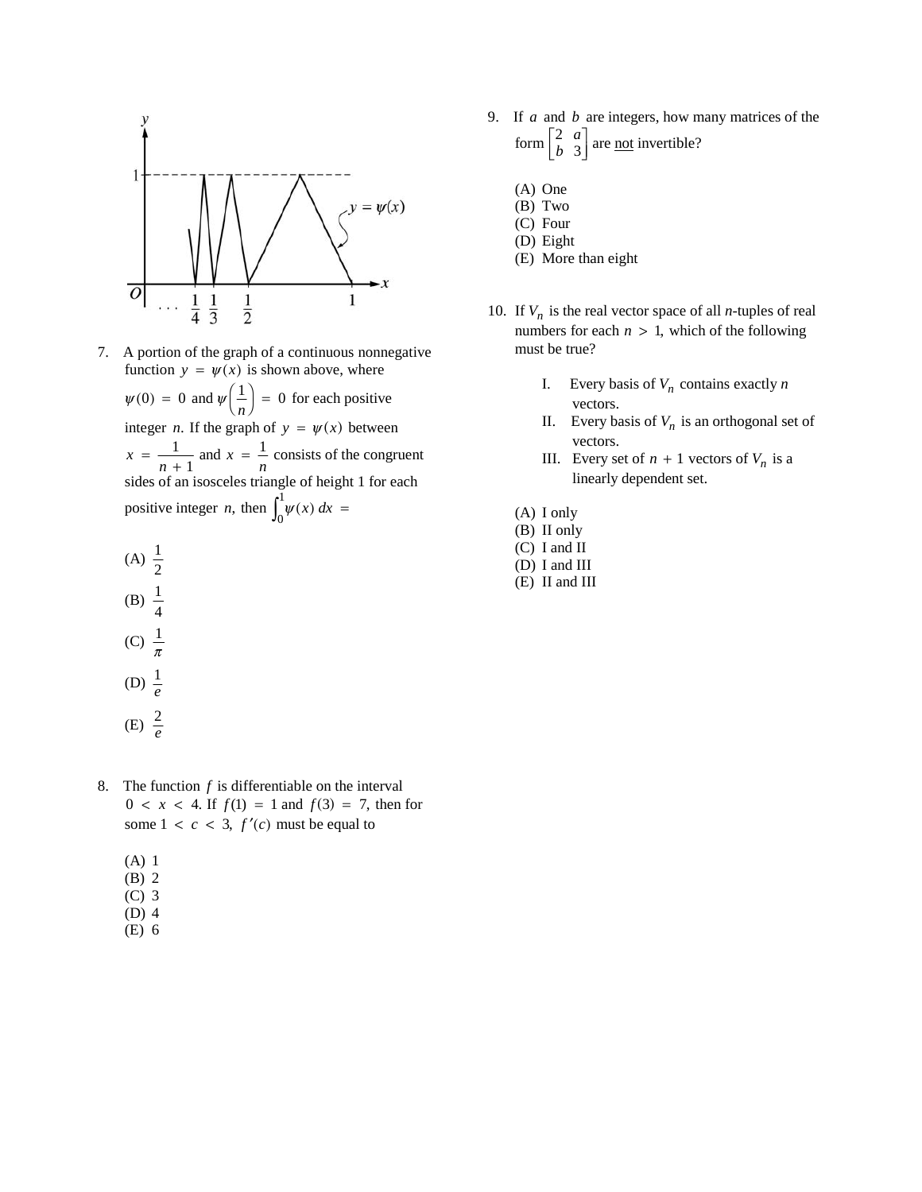y

1

O

. . . $\frac{1}{4}$ $\frac{1}{3}$ $\frac{1}{2}$ 1

x

$y = \psi(x)$

7. A portion of the graph of a continuous nonnegative function $y = \psi(x)$ is shown above, where $\psi(0) = 0$ and $\psi\left(\frac{1}{n}\right) = 0$ for each positive integer $n$. If the graph of $y = \psi(x)$ between $x = \frac{1}{n+1}$ and $x = \frac{1}{n}$ consists of the congruent sides of an isosceles triangle of height 1 for each positive integer $n$, then $\int_0^1 \psi(x)\,dx =$

(A) $\frac{1}{2}$
(B) $\frac{1}{4}$
(C) $\frac{1}{\pi}$
(D) $\frac{1}{e}$
(E) $\frac{2}{e}$

8. The function $f$ is differentiable on the interval $0 < x < 4$. If $f(1) = 1$ and $f(3) = 7$, then for some $1 < c < 3$, $f'(c)$ must be equal to

(A) 1
(B) 2
(C) 3
(D) 4
(E) 6

9. If $a$ and $b$ are integers, how many matrices of the form $\begin{bmatrix} 2 & a \\ b & 3 \end{bmatrix}$ are not invertible?

(A) One
(B) Two
(C) Four
(D) Eight
(E) More than eight

10. If $V_n$ is the real vector space of all $n$-tuples of real numbers for each $n > 1$, which of the following must be true?

I. Every basis of $V_n$ contains exactly $n$ vectors.
II. Every basis of $V_n$ is an orthogonal set of vectors.
III. Every set of $n + 1$ vectors of $V_n$ is a linearly dependent set.

(A) I only
(B) II only
(C) I and II
(D) I and III
(E) II and III